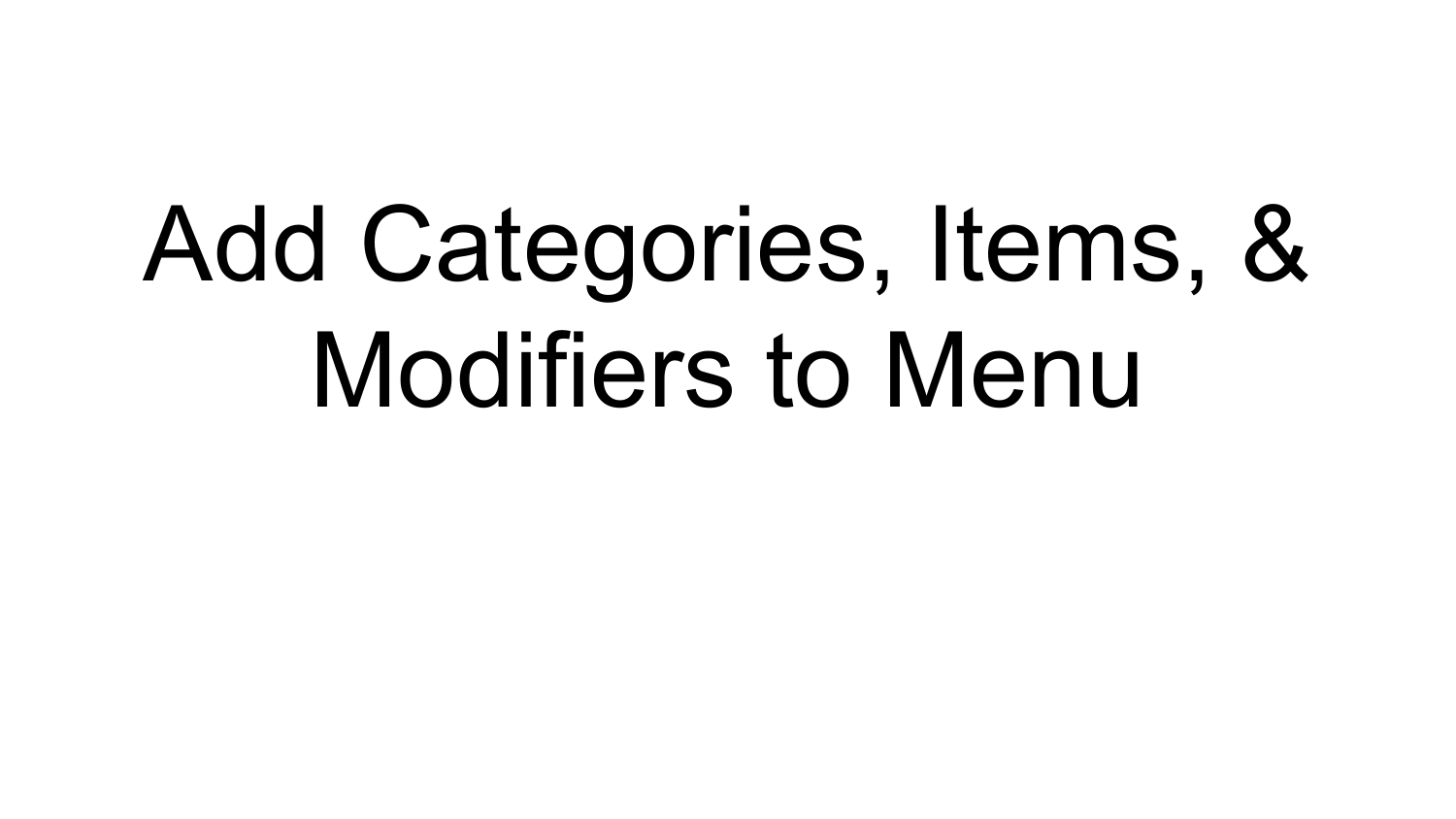# Add Categories, Items, & Modifiers to Menu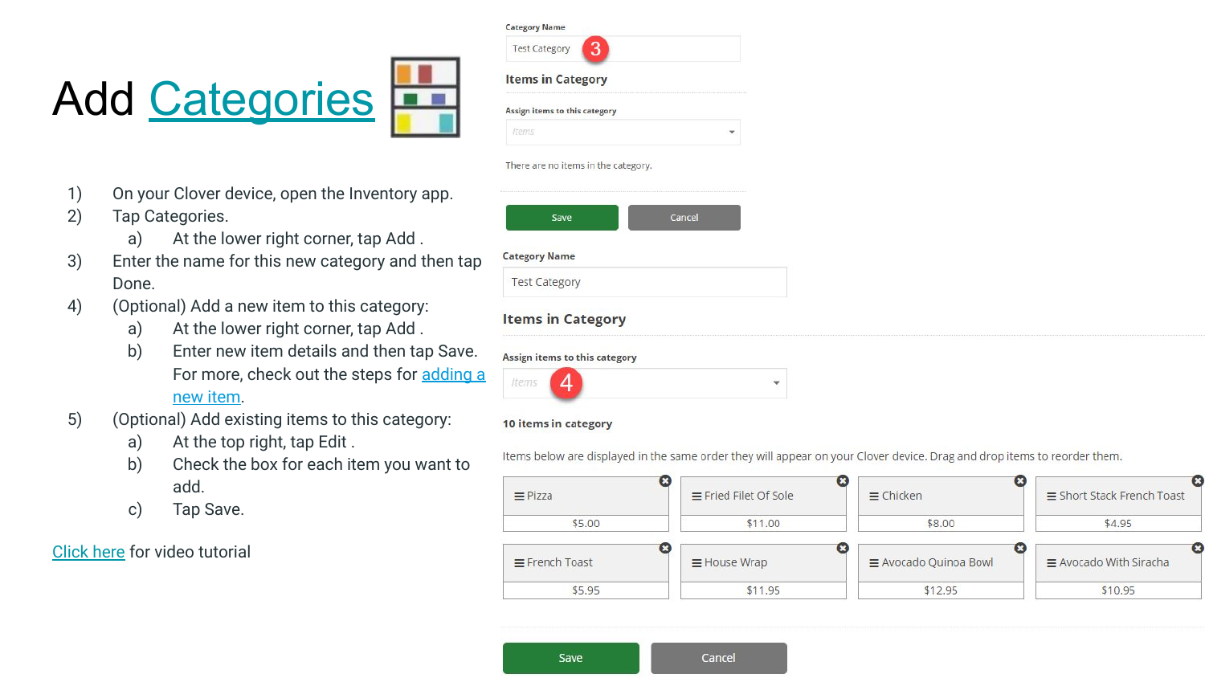# Add Categories

1) On your Clover device, open the Inventory app.
2) Tap Categories.
   a) At the lower right corner, tap Add .
3) Enter the name for this new category and then tap Done.
4) (Optional) Add a new item to this category:
   a) At the lower right corner, tap Add .
   b) Enter new item details and then tap Save. For more, check out the steps for adding a new item.
5) (Optional) Add existing items to this category:
   a) At the top right, tap Edit .
   b) Check the box for each item you want to add.
   c) Tap Save.

Click here for video tutorial

**Category Name**

Test Category (3)

**Items in Category**

Assign items to this category

Items

There are no items in the category.

Save Cancel

**Category Name**

Test Category

**Items in Category**

Assign items to this category

Items (4)

**10 items in category**

Items below are displayed in the same order they will appear on your Clover device. Drag and drop items to reorder them.

| Item | Price |
| --- | --- |
| Pizza | $5.00 |
| Fried Filet Of Sole | $11.00 |
| Chicken | $8.00 |
| Short Stack French Toast | $4.95 |
| French Toast | $5.95 |
| House Wrap | $11.95 |
| Avocado Quinoa Bowl | $12.95 |
| Avocado With Siracha | $10.95 |

Save Cancel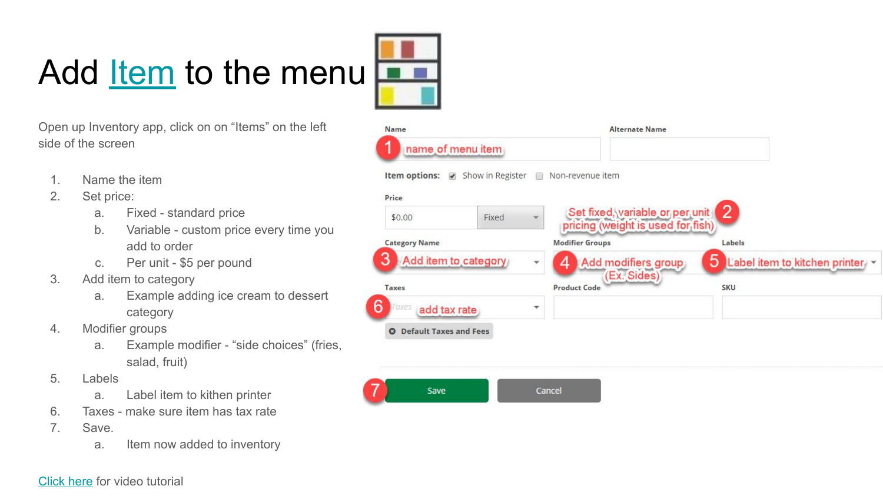# Add Item to the menu

Open up Inventory app, click on on "Items" on the left side of the screen

1. Name the item
2. Set price:
   a. Fixed - standard price
   b. Variable - custom price every time you add to order
   c. Per unit - $5 per pound
3. Add item to category
   a. Example adding ice cream to dessert category
4. Modifier groups
   a. Example modifier - "side choices" (fries, salad, fruit)
5. Labels
   a. Label item to kithen printer
6. Taxes - make sure item has tax rate
7. Save.
   a. Item now added to inventory

Click here for video tutorial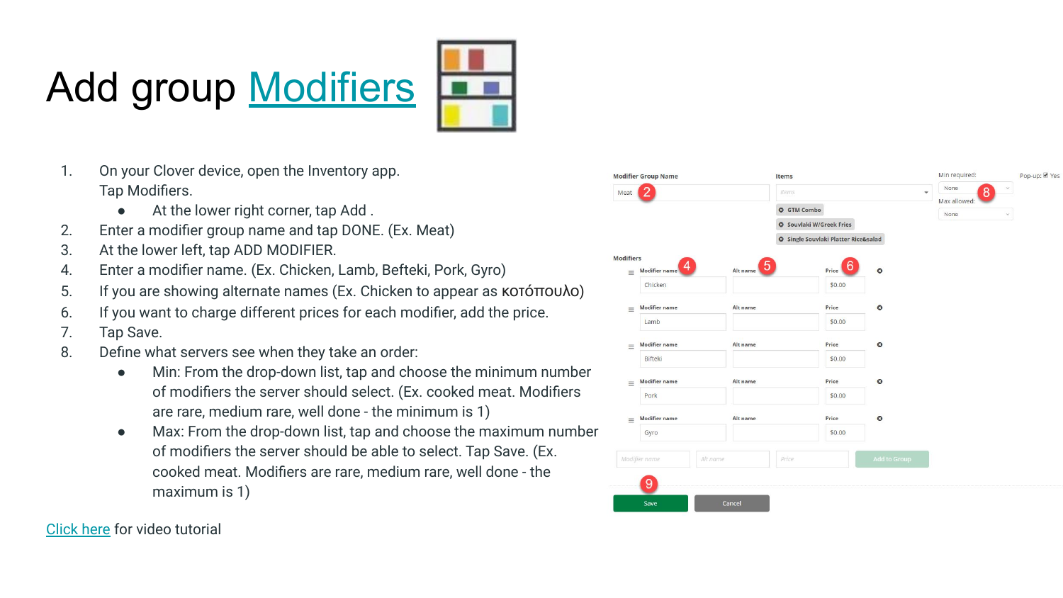# Add group Modifiers

1. On your Clover device, open the Inventory app. Tap Modifiers.
   - At the lower right corner, tap Add .
2. Enter a modifier group name and tap DONE. (Ex. Meat)
3. At the lower left, tap ADD MODIFIER.
4. Enter a modifier name. (Ex. Chicken, Lamb, Befteki, Pork, Gyro)
5. If you are showing alternate names (Ex. Chicken to appear as κοτόπουλο)
6. If you want to charge different prices for each modifier, add the price.
7. Tap Save.
8. Define what servers see when they take an order:
   - Min: From the drop-down list, tap and choose the minimum number of modifiers the server should select. (Ex. cooked meat. Modifiers are rare, medium rare, well done - the minimum is 1)
   - Max: From the drop-down list, tap and choose the maximum number of modifiers the server should be able to select. Tap Save. (Ex. cooked meat. Modifiers are rare, medium rare, well done - the maximum is 1)

Click here for video tutorial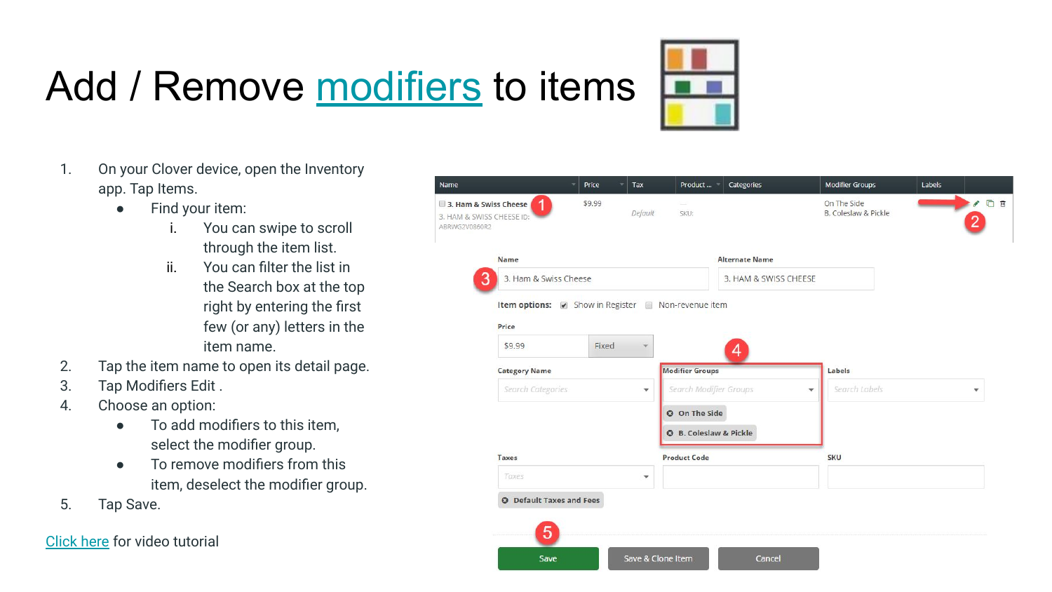# Add / Remove modifiers to items

1. On your Clover device, open the Inventory app. Tap Items.
   - Find your item:
     1. You can swipe to scroll through the item list.
     2. You can filter the list in the Search box at the top right by entering the first few (or any) letters in the item name.
2. Tap the item name to open its detail page.
3. Tap Modifiers Edit .
4. Choose an option:
   - To add modifiers to this item, select the modifier group.
   - To remove modifiers from this item, deselect the modifier group.
5. Tap Save.

Click here for video tutorial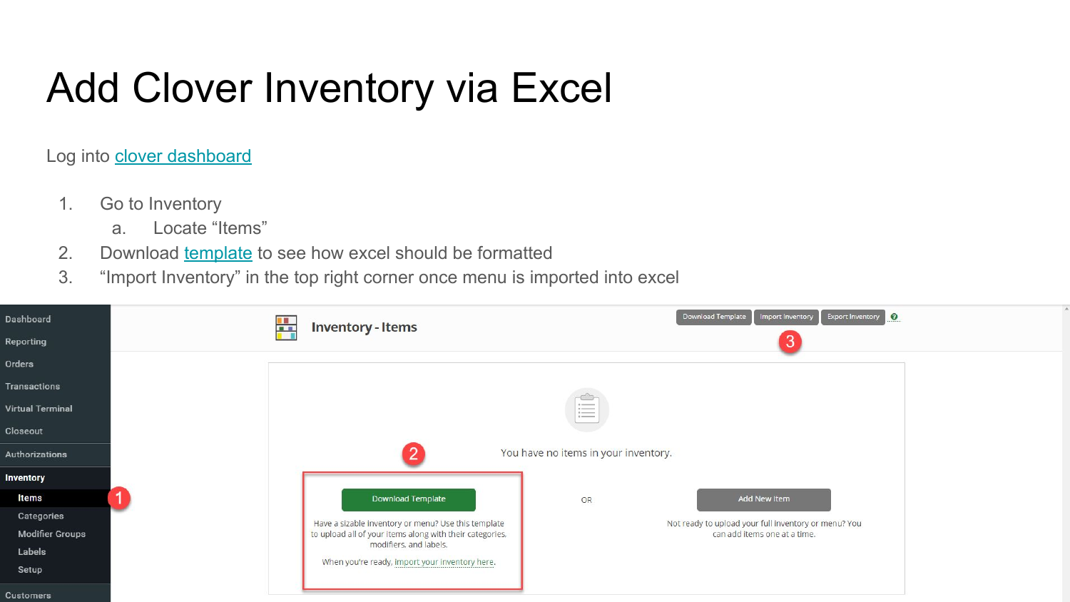# Add Clover Inventory via Excel

Log into clover dashboard

1. Go to Inventory
   a. Locate "Items"
2. Download template to see how excel should be formatted
3. "Import Inventory" in the top right corner once menu is imported into excel